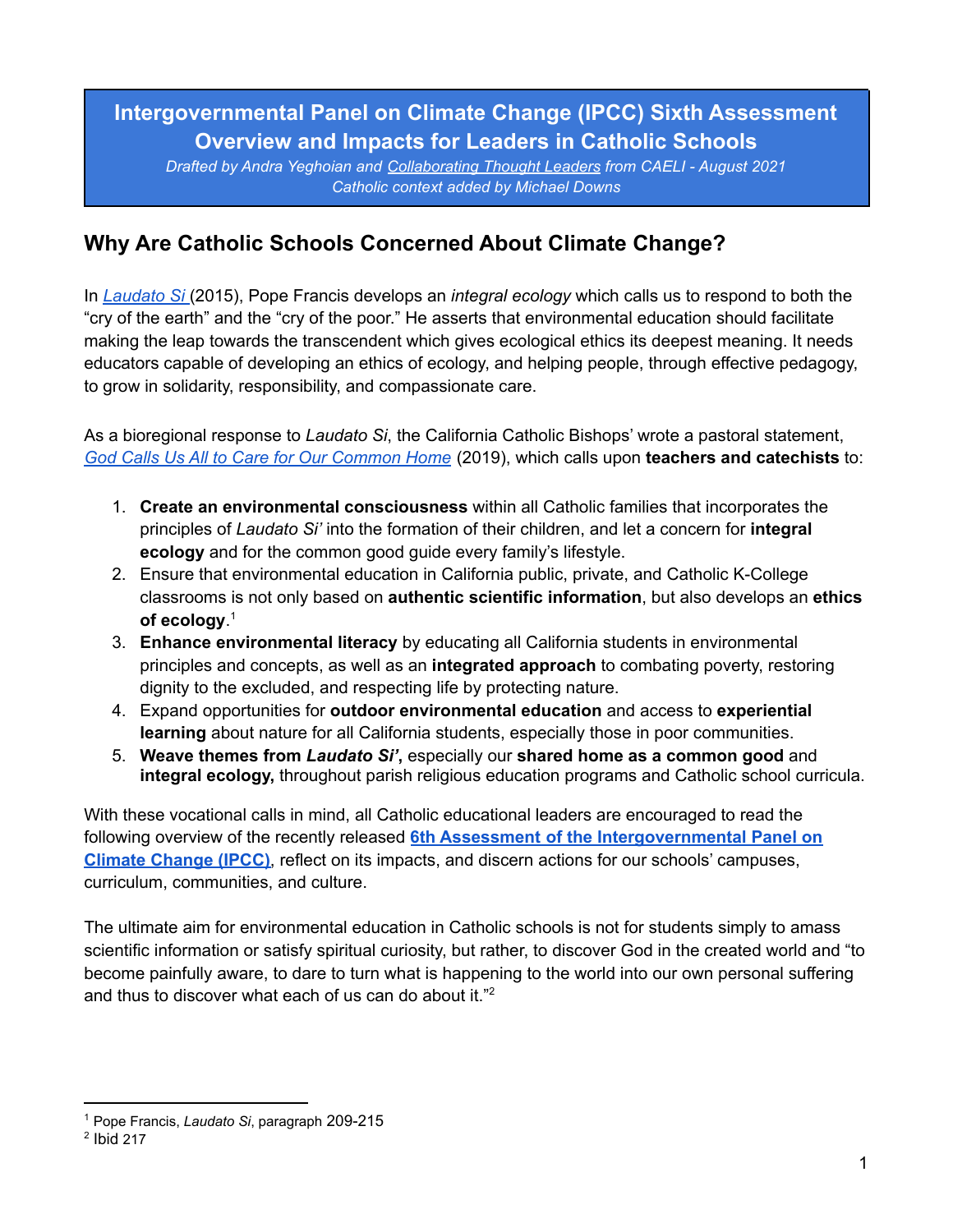# Intergovernmental Panel on Climate Change (IPCC) Sixth Assessment Overview and Impacts for Leaders in Catholic Schools

*Drafted by Andra Yeghoian and Collaborating Thought Leaders from CAELI - August 2021*
*Catholic context added by Michael Downs*

## Why Are Catholic Schools Concerned About Climate Change?

In *Laudato Si* (2015), Pope Francis develops an *integral ecology* which calls us to respond to both the "cry of the earth" and the "cry of the poor." He asserts that environmental education should facilitate making the leap towards the transcendent which gives ecological ethics its deepest meaning. It needs educators capable of developing an ethics of ecology, and helping people, through effective pedagogy, to grow in solidarity, responsibility, and compassionate care.

As a bioregional response to *Laudato Si*, the California Catholic Bishops' wrote a pastoral statement, *God Calls Us All to Care for Our Common Home* (2019), which calls upon **teachers and catechists** to:

1. **Create an environmental consciousness** within all Catholic families that incorporates the principles of *Laudato Si'* into the formation of their children, and let a concern for **integral ecology** and for the common good guide every family's lifestyle.
2. Ensure that environmental education in California public, private, and Catholic K-College classrooms is not only based on **authentic scientific information**, but also develops an **ethics of ecology**.[1]
3. **Enhance environmental literacy** by educating all California students in environmental principles and concepts, as well as an **integrated approach** to combating poverty, restoring dignity to the excluded, and respecting life by protecting nature.
4. Expand opportunities for **outdoor environmental education** and access to **experiential learning** about nature for all California students, especially those in poor communities.
5. **Weave themes from *Laudato Si'*,** especially our **shared home as a common good** and **integral ecology,** throughout parish religious education programs and Catholic school curricula.

With these vocational calls in mind, all Catholic educational leaders are encouraged to read the following overview of the recently released **6th Assessment of the Intergovernmental Panel on Climate Change (IPCC)**, reflect on its impacts, and discern actions for our schools' campuses, curriculum, communities, and culture.

The ultimate aim for environmental education in Catholic schools is not for students simply to amass scientific information or satisfy spiritual curiosity, but rather, to discover God in the created world and "to become painfully aware, to dare to turn what is happening to the world into our own personal suffering and thus to discover what each of us can do about it."[2]

---

[1] Pope Francis, *Laudato Si*, paragraph 209-215
[2] Ibid 217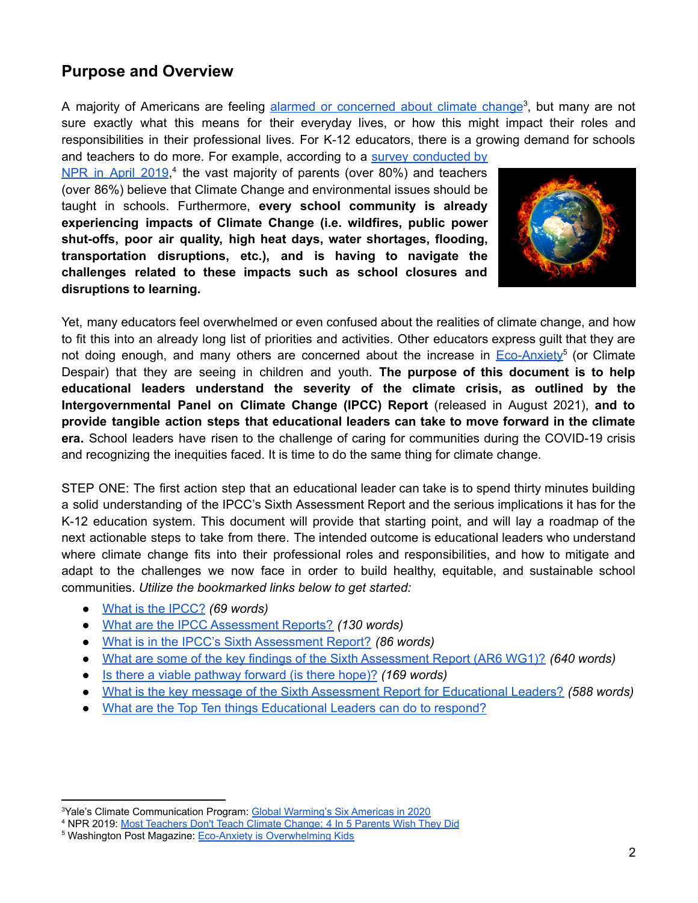## Purpose and Overview

A majority of Americans are feeling alarmed or concerned about climate change[3], but many are not sure exactly what this means for their everyday lives, or how this might impact their roles and responsibilities in their professional lives. For K-12 educators, there is a growing demand for schools and teachers to do more. For example, according to a survey conducted by NPR in April 2019,[4] the vast majority of parents (over 80%) and teachers (over 86%) believe that Climate Change and environmental issues should be taught in schools. Furthermore, **every school community is already experiencing impacts of Climate Change (i.e. wildfires, public power shut-offs, poor air quality, high heat days, water shortages, flooding, transportation disruptions, etc.), and is having to navigate the challenges related to these impacts such as school closures and disruptions to learning.**

Yet, many educators feel overwhelmed or even confused about the realities of climate change, and how to fit this into an already long list of priorities and activities. Other educators express guilt that they are not doing enough, and many others are concerned about the increase in Eco-Anxiety[5] (or Climate Despair) that they are seeing in children and youth. **The purpose of this document is to help educational leaders understand the severity of the climate crisis, as outlined by the Intergovernmental Panel on Climate Change (IPCC) Report** (released in August 2021), **and to provide tangible action steps that educational leaders can take to move forward in the climate era.** School leaders have risen to the challenge of caring for communities during the COVID-19 crisis and recognizing the inequities faced. It is time to do the same thing for climate change.

STEP ONE: The first action step that an educational leader can take is to spend thirty minutes building a solid understanding of the IPCC's Sixth Assessment Report and the serious implications it has for the K-12 education system. This document will provide that starting point, and will lay a roadmap of the next actionable steps to take from there. The intended outcome is educational leaders who understand where climate change fits into their professional roles and responsibilities, and how to mitigate and adapt to the challenges we now face in order to build healthy, equitable, and sustainable school communities. *Utilize the bookmarked links below to get started:*

- What is the IPCC? *(69 words)*
- What are the IPCC Assessment Reports? *(130 words)*
- What is in the IPCC's Sixth Assessment Report? *(86 words)*
- What are some of the key findings of the Sixth Assessment Report (AR6 WG1)? *(640 words)*
- Is there a viable pathway forward (is there hope)? *(169 words)*
- What is the key message of the Sixth Assessment Report for Educational Leaders? *(588 words)*
- What are the Top Ten things Educational Leaders can do to respond?

---

[3] Yale's Climate Communication Program: Global Warming's Six Americas in 2020

[4] NPR 2019: Most Teachers Don't Teach Climate Change; 4 In 5 Parents Wish They Did

[5] Washington Post Magazine: Eco-Anxiety is Overwhelming Kids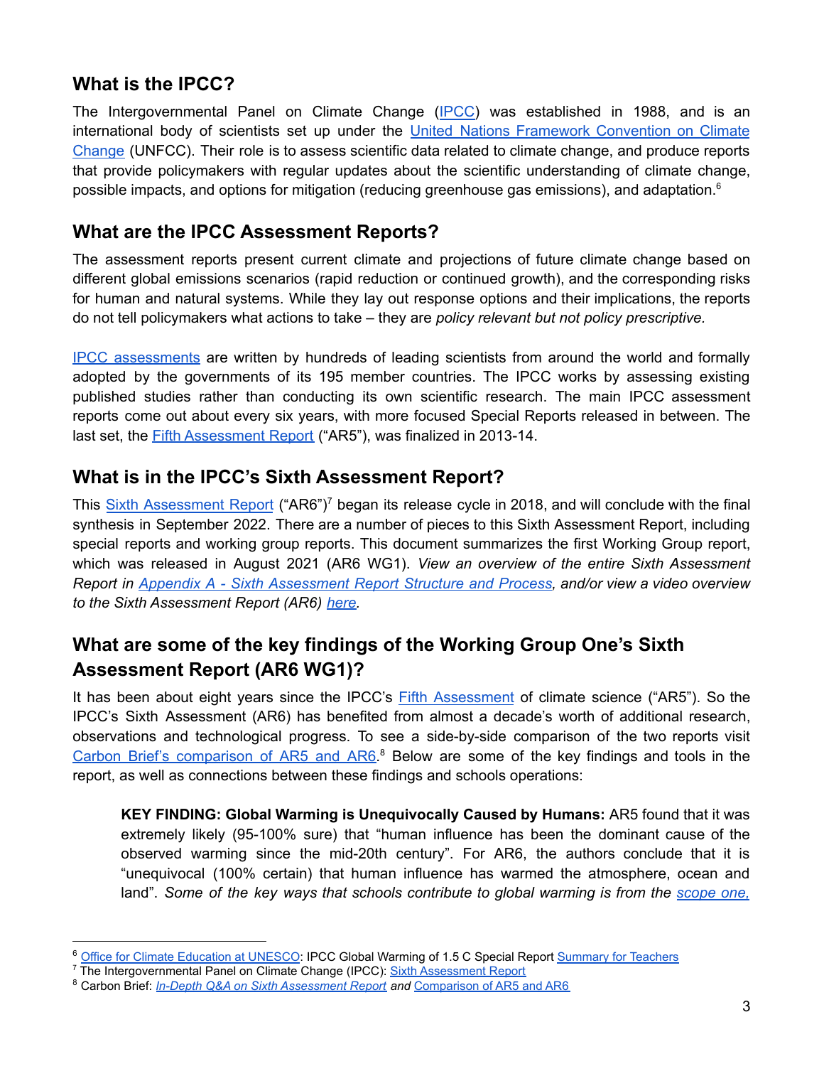## What is the IPCC?

The Intergovernmental Panel on Climate Change (IPCC) was established in 1988, and is an international body of scientists set up under the United Nations Framework Convention on Climate Change (UNFCC). Their role is to assess scientific data related to climate change, and produce reports that provide policymakers with regular updates about the scientific understanding of climate change, possible impacts, and options for mitigation (reducing greenhouse gas emissions), and adaptation.[6]

## What are the IPCC Assessment Reports?

The assessment reports present current climate and projections of future climate change based on different global emissions scenarios (rapid reduction or continued growth), and the corresponding risks for human and natural systems. While they lay out response options and their implications, the reports do not tell policymakers what actions to take – they are *policy relevant but not policy prescriptive.*

IPCC assessments are written by hundreds of leading scientists from around the world and formally adopted by the governments of its 195 member countries. The IPCC works by assessing existing published studies rather than conducting its own scientific research. The main IPCC assessment reports come out about every six years, with more focused Special Reports released in between. The last set, the Fifth Assessment Report ("AR5"), was finalized in 2013-14.

## What is in the IPCC's Sixth Assessment Report?

This Sixth Assessment Report ("AR6")[7] began its release cycle in 2018, and will conclude with the final synthesis in September 2022. There are a number of pieces to this Sixth Assessment Report, including special reports and working group reports. This document summarizes the first Working Group report, which was released in August 2021 (AR6 WG1). *View an overview of the entire Sixth Assessment Report in Appendix A - Sixth Assessment Report Structure and Process, and/or view a video overview to the Sixth Assessment Report (AR6) here.*

## What are some of the key findings of the Working Group One's Sixth Assessment Report (AR6 WG1)?

It has been about eight years since the IPCC's Fifth Assessment of climate science ("AR5"). So the IPCC's Sixth Assessment (AR6) has benefited from almost a decade's worth of additional research, observations and technological progress. To see a side-by-side comparison of the two reports visit Carbon Brief's comparison of AR5 and AR6.[8] Below are some of the key findings and tools in the report, as well as connections between these findings and schools operations:

> **KEY FINDING: Global Warming is Unequivocally Caused by Humans:** AR5 found that it was extremely likely (95-100% sure) that "human influence has been the dominant cause of the observed warming since the mid-20th century". For AR6, the authors conclude that it is "unequivocal (100% certain) that human influence has warmed the atmosphere, ocean and land". *Some of the key ways that schools contribute to global warming is from the scope one,*

---

[6] Office for Climate Education at UNESCO: IPCC Global Warming of 1.5 C Special Report Summary for Teachers

[7] The Intergovernmental Panel on Climate Change (IPCC): Sixth Assessment Report

[8] Carbon Brief: *In-Depth Q&A on Sixth Assessment Report and* Comparison of AR5 and AR6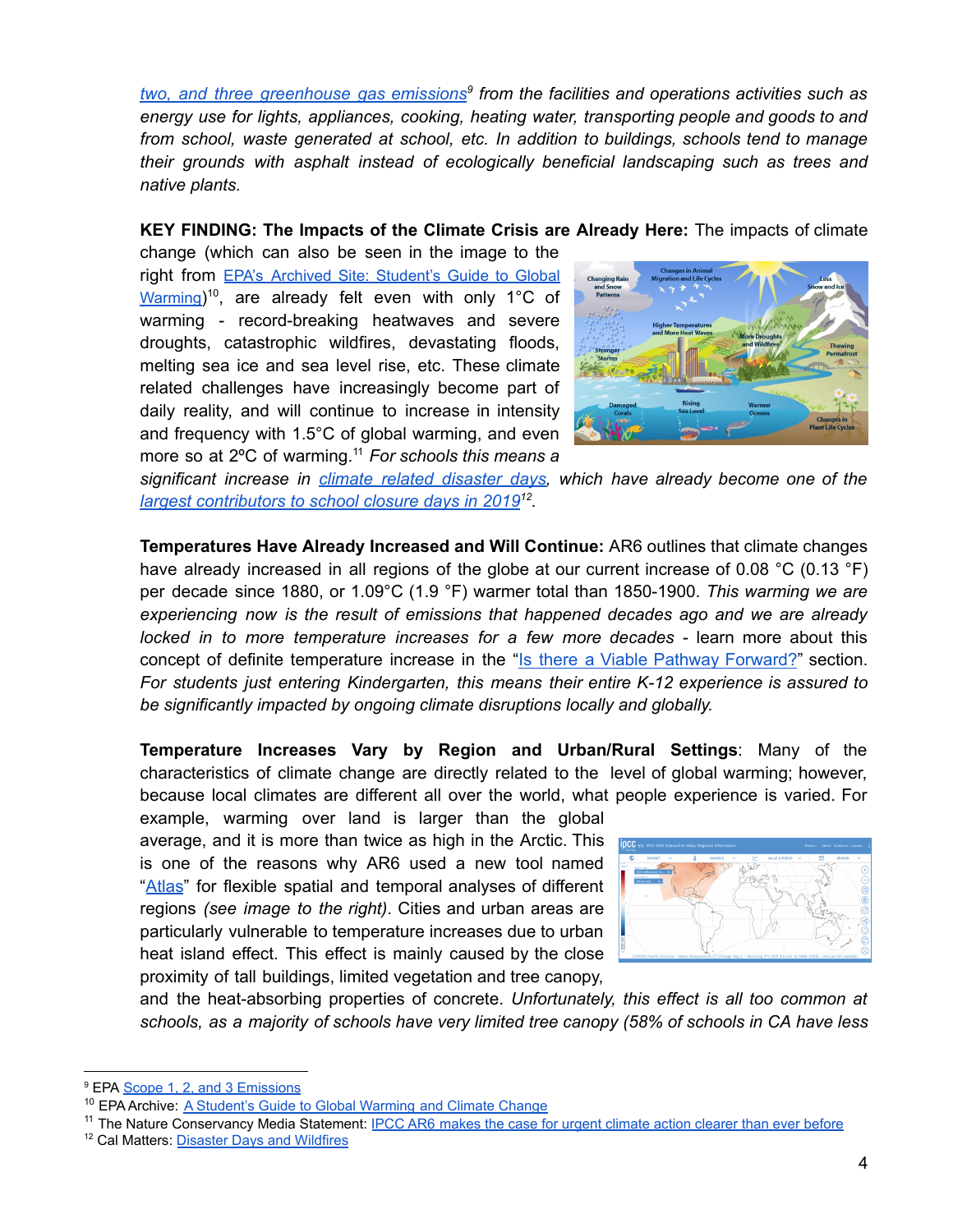*two, and three greenhouse gas emissions*[9] *from the facilities and operations activities such as energy use for lights, appliances, cooking, heating water, transporting people and goods to and from school, waste generated at school, etc. In addition to buildings, schools tend to manage their grounds with asphalt instead of ecologically beneficial landscaping such as trees and native plants.*

**KEY FINDING: The Impacts of the Climate Crisis are Already Here:** The impacts of climate change (which can also be seen in the image to the right from EPA's Archived Site: Student's Guide to Global Warming)[10], are already felt even with only 1°C of warming - record-breaking heatwaves and severe droughts, catastrophic wildfires, devastating floods, melting sea ice and sea level rise, etc. These climate related challenges have increasingly become part of daily reality, and will continue to increase in intensity and frequency with 1.5°C of global warming, and even more so at 2ºC of warming.[11] *For schools this means a significant increase in climate related disaster days, which have already become one of the largest contributors to school closure days in 2019*[12].

**Temperatures Have Already Increased and Will Continue:** AR6 outlines that climate changes have already increased in all regions of the globe at our current increase of 0.08 °C (0.13 °F) per decade since 1880, or 1.09°C (1.9 °F) warmer total than 1850-1900. *This warming we are experiencing now is the result of emissions that happened decades ago and we are already locked in to more temperature increases for a few more decades* - learn more about this concept of definite temperature increase in the "Is there a Viable Pathway Forward?" section. *For students just entering Kindergarten, this means their entire K-12 experience is assured to be significantly impacted by ongoing climate disruptions locally and globally.*

**Temperature Increases Vary by Region and Urban/Rural Settings**: Many of the characteristics of climate change are directly related to the level of global warming; however, because local climates are different all over the world, what people experience is varied. For example, warming over land is larger than the global average, and it is more than twice as high in the Arctic. This is one of the reasons why AR6 used a new tool named "Atlas" for flexible spatial and temporal analyses of different regions *(see image to the right)*. Cities and urban areas are particularly vulnerable to temperature increases due to urban heat island effect. This effect is mainly caused by the close proximity of tall buildings, limited vegetation and tree canopy, and the heat-absorbing properties of concrete. *Unfortunately, this effect is all too common at schools, as a majority of schools have very limited tree canopy (58% of schools in CA have less*

---

[9] EPA Scope 1, 2, and 3 Emissions

[10] EPA Archive: A Student's Guide to Global Warming and Climate Change

[11] The Nature Conservancy Media Statement: IPCC AR6 makes the case for urgent climate action clearer than ever before

[12] Cal Matters: Disaster Days and Wildfires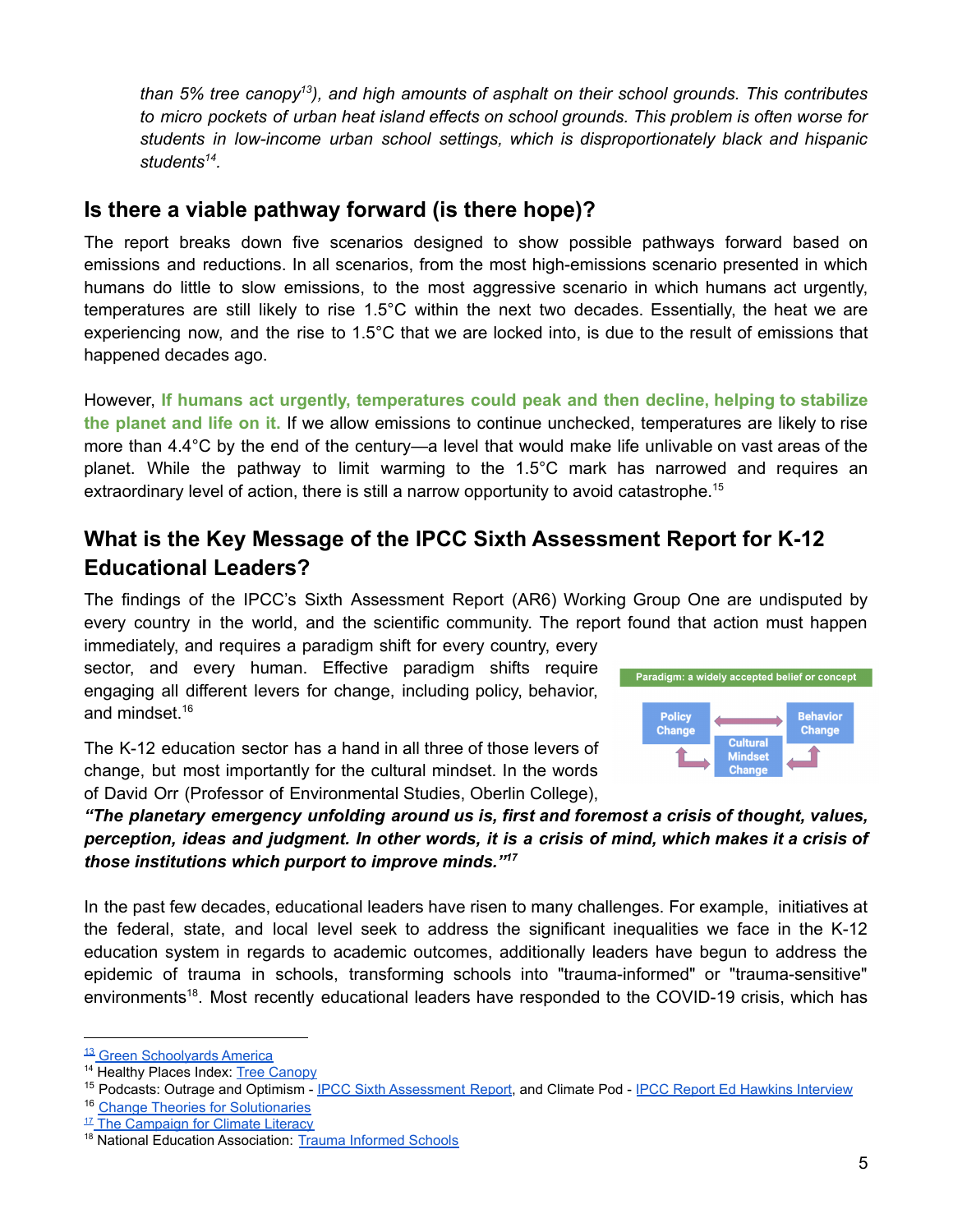*than 5% tree canopy[13]), and high amounts of asphalt on their school grounds. This contributes to micro pockets of urban heat island effects on school grounds. This problem is often worse for students in low-income urban school settings, which is disproportionately black and hispanic students[14].*

## Is there a viable pathway forward (is there hope)?

The report breaks down five scenarios designed to show possible pathways forward based on emissions and reductions. In all scenarios, from the most high-emissions scenario presented in which humans do little to slow emissions, to the most aggressive scenario in which humans act urgently, temperatures are still likely to rise 1.5°C within the next two decades. Essentially, the heat we are experiencing now, and the rise to 1.5°C that we are locked into, is due to the result of emissions that happened decades ago.

However, **If humans act urgently, temperatures could peak and then decline, helping to stabilize the planet and life on it.** If we allow emissions to continue unchecked, temperatures are likely to rise more than 4.4°C by the end of the century—a level that would make life unlivable on vast areas of the planet. While the pathway to limit warming to the 1.5°C mark has narrowed and requires an extraordinary level of action, there is still a narrow opportunity to avoid catastrophe.[15]

## What is the Key Message of the IPCC Sixth Assessment Report for K-12 Educational Leaders?

The findings of the IPCC's Sixth Assessment Report (AR6) Working Group One are undisputed by every country in the world, and the scientific community. The report found that action must happen immediately, and requires a paradigm shift for every country, every sector, and every human. Effective paradigm shifts require engaging all different levers for change, including policy, behavior, and mindset.[16]

Paradigm: a widely accepted belief or concept

Policy Change — Cultural Mindset Change — Behavior Change

The K-12 education sector has a hand in all three of those levers of change, but most importantly for the cultural mindset. In the words of David Orr (Professor of Environmental Studies, Oberlin College), ***"The planetary emergency unfolding around us is, first and foremost a crisis of thought, values, perception, ideas and judgment. In other words, it is a crisis of mind, which makes it a crisis of those institutions which purport to improve minds."[17]***

In the past few decades, educational leaders have risen to many challenges. For example, initiatives at the federal, state, and local level seek to address the significant inequalities we face in the K-12 education system in regards to academic outcomes, additionally leaders have begun to address the epidemic of trauma in schools, transforming schools into "trauma-informed" or "trauma-sensitive" environments[18]. Most recently educational leaders have responded to the COVID-19 crisis, which has

---

[13] Green Schoolyards America
[14] Healthy Places Index: Tree Canopy
[15] Podcasts: Outrage and Optimism - IPCC Sixth Assessment Report, and Climate Pod - IPCC Report Ed Hawkins Interview
[16] Change Theories for Solutionaries
[17] The Campaign for Climate Literacy
[18] National Education Association: Trauma Informed Schools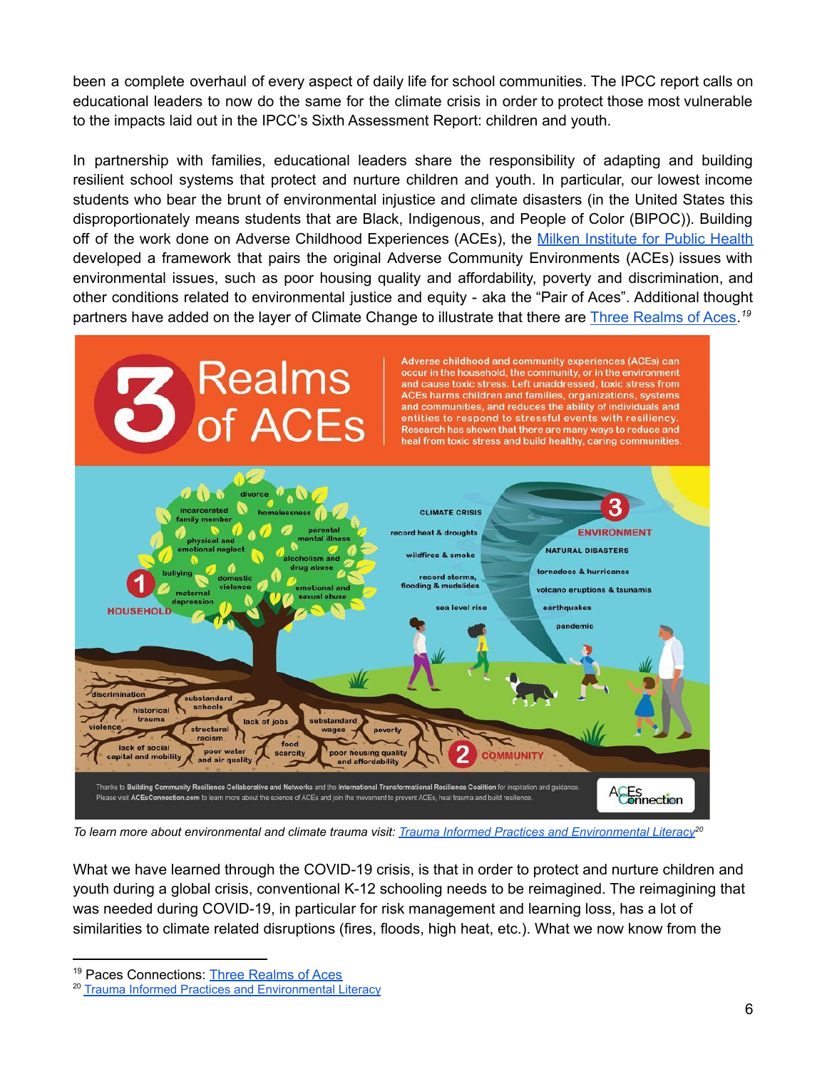been a complete overhaul of every aspect of daily life for school communities. The IPCC report calls on educational leaders to now do the same for the climate crisis in order to protect those most vulnerable to the impacts laid out in the IPCC's Sixth Assessment Report: children and youth.

In partnership with families, educational leaders share the responsibility of adapting and building resilient school systems that protect and nurture children and youth. In particular, our lowest income students who bear the brunt of environmental injustice and climate disasters (in the United States this disproportionately means students that are Black, Indigenous, and People of Color (BIPOC)). Building off of the work done on Adverse Childhood Experiences (ACEs), the [Milken Institute for Public Health](#) developed a framework that pairs the original Adverse Community Environments (ACEs) issues with environmental issues, such as poor housing quality and affordability, poverty and discrimination, and other conditions related to environmental justice and equity - aka the "Pair of Aces". Additional thought partners have added on the layer of Climate Change to illustrate that there are [Three Realms of Aces](#).[19]

*To learn more about environmental and climate trauma visit: [Trauma Informed Practices and Environmental Literacy](#)*[20]

What we have learned through the COVID-19 crisis, is that in order to protect and nurture children and youth during a global crisis, conventional K-12 schooling needs to be reimagined. The reimagining that was needed during COVID-19, in particular for risk management and learning loss, has a lot of similarities to climate related disruptions (fires, floods, high heat, etc.). What we now know from the

---

[19] Paces Connections: [Three Realms of Aces](#)

[20] [Trauma Informed Practices and Environmental Literacy](#)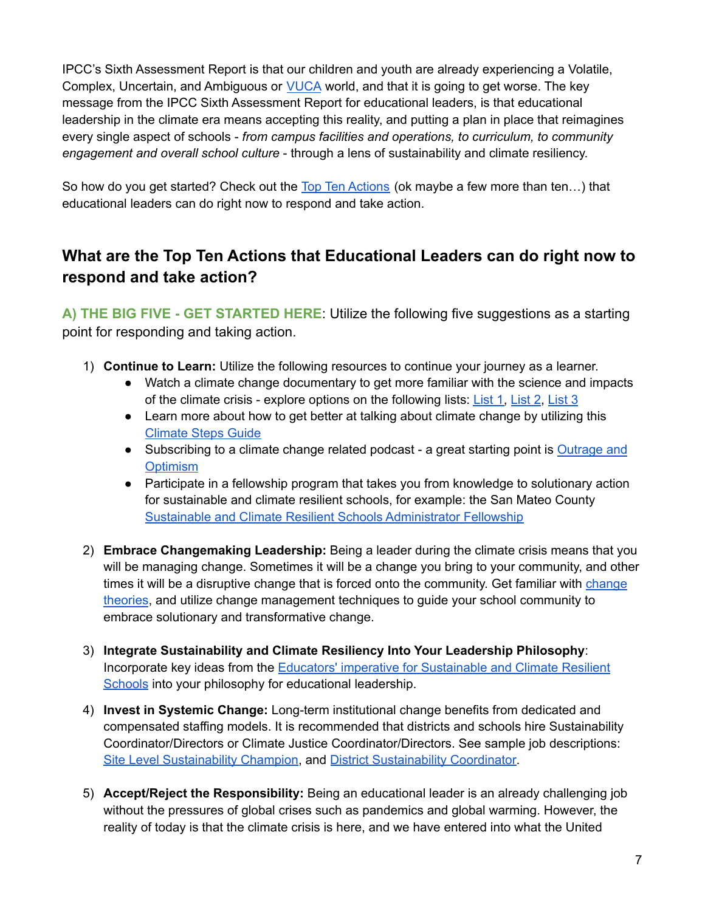IPCC's Sixth Assessment Report is that our children and youth are already experiencing a Volatile, Complex, Uncertain, and Ambiguous or VUCA world, and that it is going to get worse. The key message from the IPCC Sixth Assessment Report for educational leaders, is that educational leadership in the climate era means accepting this reality, and putting a plan in place that reimagines every single aspect of schools - *from campus facilities and operations, to curriculum, to community engagement and overall school culture* - through a lens of sustainability and climate resiliency.

So how do you get started? Check out the Top Ten Actions (ok maybe a few more than ten…) that educational leaders can do right now to respond and take action.

## What are the Top Ten Actions that Educational Leaders can do right now to respond and take action?

**A) THE BIG FIVE - GET STARTED HERE**: Utilize the following five suggestions as a starting point for responding and taking action.

1) **Continue to Learn:** Utilize the following resources to continue your journey as a learner.
   - Watch a climate change documentary to get more familiar with the science and impacts of the climate crisis - explore options on the following lists: List 1, List 2, List 3
   - Learn more about how to get better at talking about climate change by utilizing this Climate Steps Guide
   - Subscribing to a climate change related podcast - a great starting point is Outrage and Optimism
   - Participate in a fellowship program that takes you from knowledge to solutionary action for sustainable and climate resilient schools, for example: the San Mateo County Sustainable and Climate Resilient Schools Administrator Fellowship

2) **Embrace Changemaking Leadership:** Being a leader during the climate crisis means that you will be managing change. Sometimes it will be a change you bring to your community, and other times it will be a disruptive change that is forced onto the community. Get familiar with change theories, and utilize change management techniques to guide your school community to embrace solutionary and transformative change.

3) **Integrate Sustainability and Climate Resiliency Into Your Leadership Philosophy**: Incorporate key ideas from the Educators' imperative for Sustainable and Climate Resilient Schools into your philosophy for educational leadership.

4) **Invest in Systemic Change:** Long-term institutional change benefits from dedicated and compensated staffing models. It is recommended that districts and schools hire Sustainability Coordinator/Directors or Climate Justice Coordinator/Directors. See sample job descriptions: Site Level Sustainability Champion, and District Sustainability Coordinator.

5) **Accept/Reject the Responsibility:** Being an educational leader is an already challenging job without the pressures of global crises such as pandemics and global warming. However, the reality of today is that the climate crisis is here, and we have entered into what the United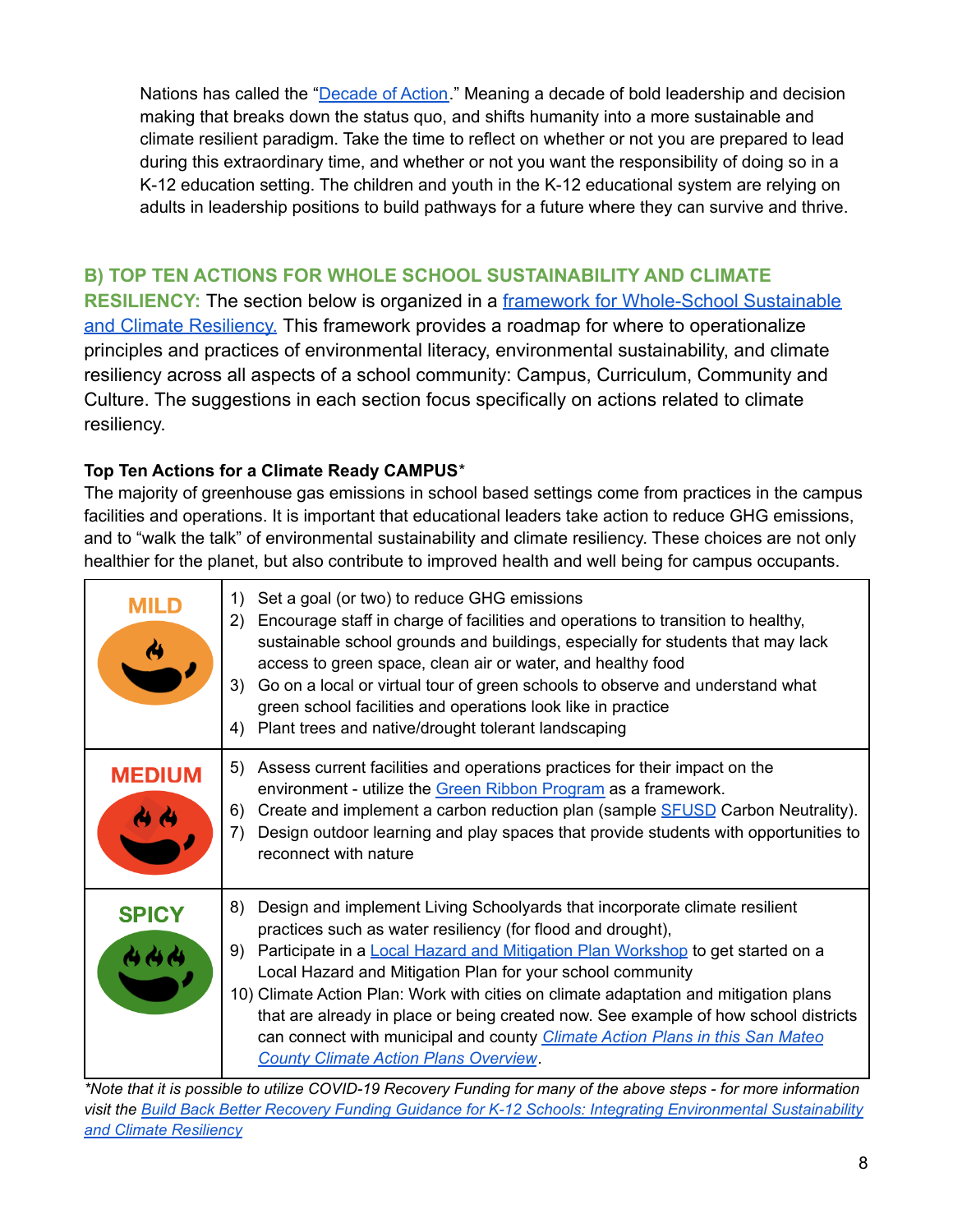Nations has called the "Decade of Action." Meaning a decade of bold leadership and decision making that breaks down the status quo, and shifts humanity into a more sustainable and climate resilient paradigm. Take the time to reflect on whether or not you are prepared to lead during this extraordinary time, and whether or not you want the responsibility of doing so in a K-12 education setting. The children and youth in the K-12 educational system are relying on adults in leadership positions to build pathways for a future where they can survive and thrive.

## B) TOP TEN ACTIONS FOR WHOLE SCHOOL SUSTAINABILITY AND CLIMATE RESILIENCY:

The section below is organized in a framework for Whole-School Sustainable and Climate Resiliency. This framework provides a roadmap for where to operationalize principles and practices of environmental literacy, environmental sustainability, and climate resiliency across all aspects of a school community: Campus, Curriculum, Community and Culture. The suggestions in each section focus specifically on actions related to climate resiliency.

### Top Ten Actions for a Climate Ready CAMPUS*

The majority of greenhouse gas emissions in school based settings come from practices in the campus facilities and operations. It is important that educational leaders take action to reduce GHG emissions, and to "walk the talk" of environmental sustainability and climate resiliency. These choices are not only healthier for the planet, but also contribute to improved health and well being for campus occupants.

| Level | Actions |
|---|---|
| MILD | 1) Set a goal (or two) to reduce GHG emissions<br>2) Encourage staff in charge of facilities and operations to transition to healthy, sustainable school grounds and buildings, especially for students that may lack access to green space, clean air or water, and healthy food<br>3) Go on a local or virtual tour of green schools to observe and understand what green school facilities and operations look like in practice<br>4) Plant trees and native/drought tolerant landscaping |
| MEDIUM | 5) Assess current facilities and operations practices for their impact on the environment - utilize the Green Ribbon Program as a framework.<br>6) Create and implement a carbon reduction plan (sample SFUSD Carbon Neutrality).<br>7) Design outdoor learning and play spaces that provide students with opportunities to reconnect with nature |
| SPICY | 8) Design and implement Living Schoolyards that incorporate climate resilient practices such as water resiliency (for flood and drought),<br>9) Participate in a Local Hazard and Mitigation Plan Workshop to get started on a Local Hazard and Mitigation Plan for your school community<br>10) Climate Action Plan: Work with cities on climate adaptation and mitigation plans that are already in place or being created now. See example of how school districts can connect with municipal and county *Climate Action Plans in this San Mateo County Climate Action Plans Overview*. |

*\*Note that it is possible to utilize COVID-19 Recovery Funding for many of the above steps - for more information visit the Build Back Better Recovery Funding Guidance for K-12 Schools: Integrating Environmental Sustainability and Climate Resiliency*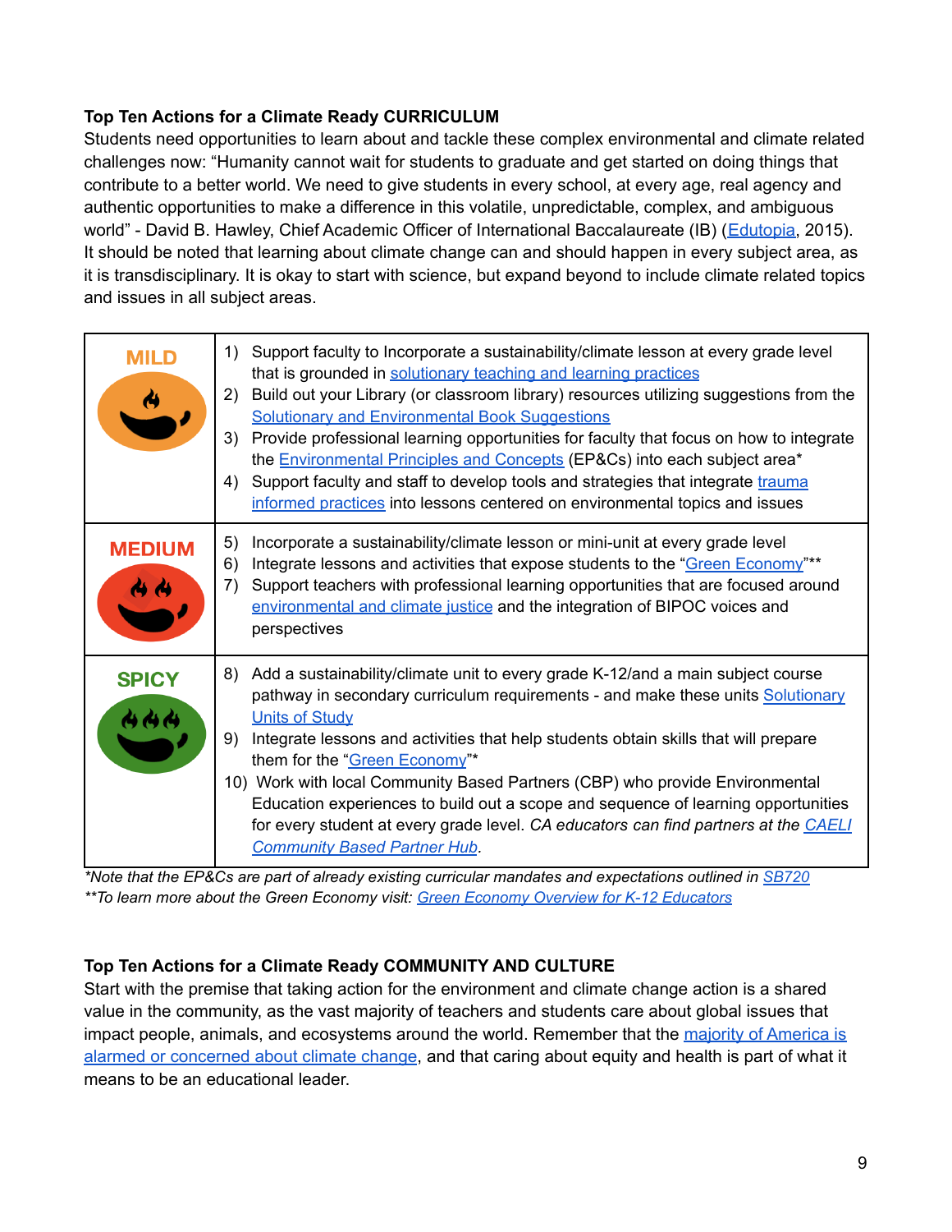**Top Ten Actions for a Climate Ready CURRICULUM**

Students need opportunities to learn about and tackle these complex environmental and climate related challenges now: "Humanity cannot wait for students to graduate and get started on doing things that contribute to a better world. We need to give students in every school, at every age, real agency and authentic opportunities to make a difference in this volatile, unpredictable, complex, and ambiguous world" - David B. Hawley, Chief Academic Officer of International Baccalaureate (IB) (Edutopia, 2015). It should be noted that learning about climate change can and should happen in every subject area, as it is transdisciplinary. It is okay to start with science, but expand beyond to include climate related topics and issues in all subject areas.

| Level | Actions |
|---|---|
| MILD | 1) Support faculty to Incorporate a sustainability/climate lesson at every grade level that is grounded in solutionary teaching and learning practices<br>2) Build out your Library (or classroom library) resources utilizing suggestions from the Solutionary and Environmental Book Suggestions<br>3) Provide professional learning opportunities for faculty that focus on how to integrate the Environmental Principles and Concepts (EP&Cs) into each subject area*<br>4) Support faculty and staff to develop tools and strategies that integrate trauma informed practices into lessons centered on environmental topics and issues |
| MEDIUM | 5) Incorporate a sustainability/climate lesson or mini-unit at every grade level<br>6) Integrate lessons and activities that expose students to the "Green Economy"**<br>7) Support teachers with professional learning opportunities that are focused around environmental and climate justice and the integration of BIPOC voices and perspectives |
| SPICY | 8) Add a sustainability/climate unit to every grade K-12/and a main subject course pathway in secondary curriculum requirements - and make these units Solutionary Units of Study<br>9) Integrate lessons and activities that help students obtain skills that will prepare them for the "Green Economy"*<br>10) Work with local Community Based Partners (CBP) who provide Environmental Education experiences to build out a scope and sequence of learning opportunities for every student at every grade level. *CA educators can find partners at the CAELI Community Based Partner Hub.* |

*\*Note that the EP&Cs are part of already existing curricular mandates and expectations outlined in SB720*
*\*\*To learn more about the Green Economy visit: Green Economy Overview for K-12 Educators*

**Top Ten Actions for a Climate Ready COMMUNITY AND CULTURE**

Start with the premise that taking action for the environment and climate change action is a shared value in the community, as the vast majority of teachers and students care about global issues that impact people, animals, and ecosystems around the world. Remember that the majority of America is alarmed or concerned about climate change, and that caring about equity and health is part of what it means to be an educational leader.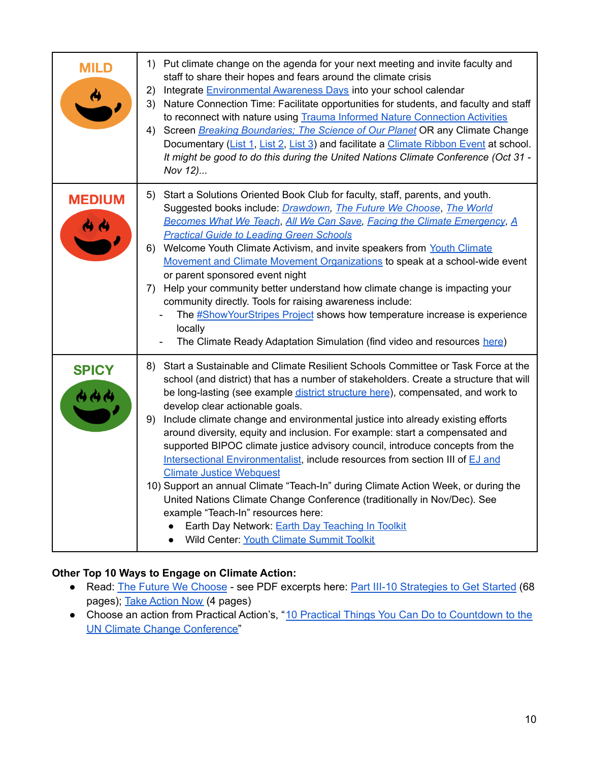| | |
|---|---|
| **MILD** | 1) Put climate change on the agenda for your next meeting and invite faculty and staff to share their hopes and fears around the climate crisis<br>2) Integrate Environmental Awareness Days into your school calendar<br>3) Nature Connection Time: Facilitate opportunities for students, and faculty and staff to reconnect with nature using Trauma Informed Nature Connection Activities<br>4) Screen *Breaking Boundaries; The Science of Our Planet* OR any Climate Change Documentary (List 1, List 2, List 3) and facilitate a Climate Ribbon Event at school. *It might be good to do this during the United Nations Climate Conference (Oct 31 - Nov 12)...* |
| **MEDIUM** | 5) Start a Solutions Oriented Book Club for faculty, staff, parents, and youth. Suggested books include: *Drawdown, The Future We Choose*, *The World Becomes What We Teach*, *All We Can Save*, *Facing the Climate Emergency*, *A Practical Guide to Leading Green Schools*<br>6) Welcome Youth Climate Activism, and invite speakers from Youth Climate Movement and Climate Movement Organizations to speak at a school-wide event or parent sponsored event night<br>7) Help your community better understand how climate change is impacting your community directly. Tools for raising awareness include:<br>- The #ShowYourStripes Project shows how temperature increase is experience locally<br>- The Climate Ready Adaptation Simulation (find video and resources here) |
| **SPICY** | 8) Start a Sustainable and Climate Resilient Schools Committee or Task Force at the school (and district) that has a number of stakeholders. Create a structure that will be long-lasting (see example district structure here), compensated, and work to develop clear actionable goals.<br>9) Include climate change and environmental justice into already existing efforts around diversity, equity and inclusion. For example: start a compensated and supported BIPOC climate justice advisory council, introduce concepts from the Intersectional Environmentalist, include resources from section III of EJ and Climate Justice Webquest<br>10) Support an annual Climate "Teach-In" during Climate Action Week, or during the United Nations Climate Change Conference (traditionally in Nov/Dec). See example "Teach-In" resources here:<br>• Earth Day Network: Earth Day Teaching In Toolkit<br>• Wild Center: Youth Climate Summit Toolkit |

**Other Top 10 Ways to Engage on Climate Action:**

- Read: The Future We Choose - see PDF excerpts here: Part III-10 Strategies to Get Started (68 pages); Take Action Now (4 pages)
- Choose an action from Practical Action's, "10 Practical Things You Can Do to Countdown to the UN Climate Change Conference"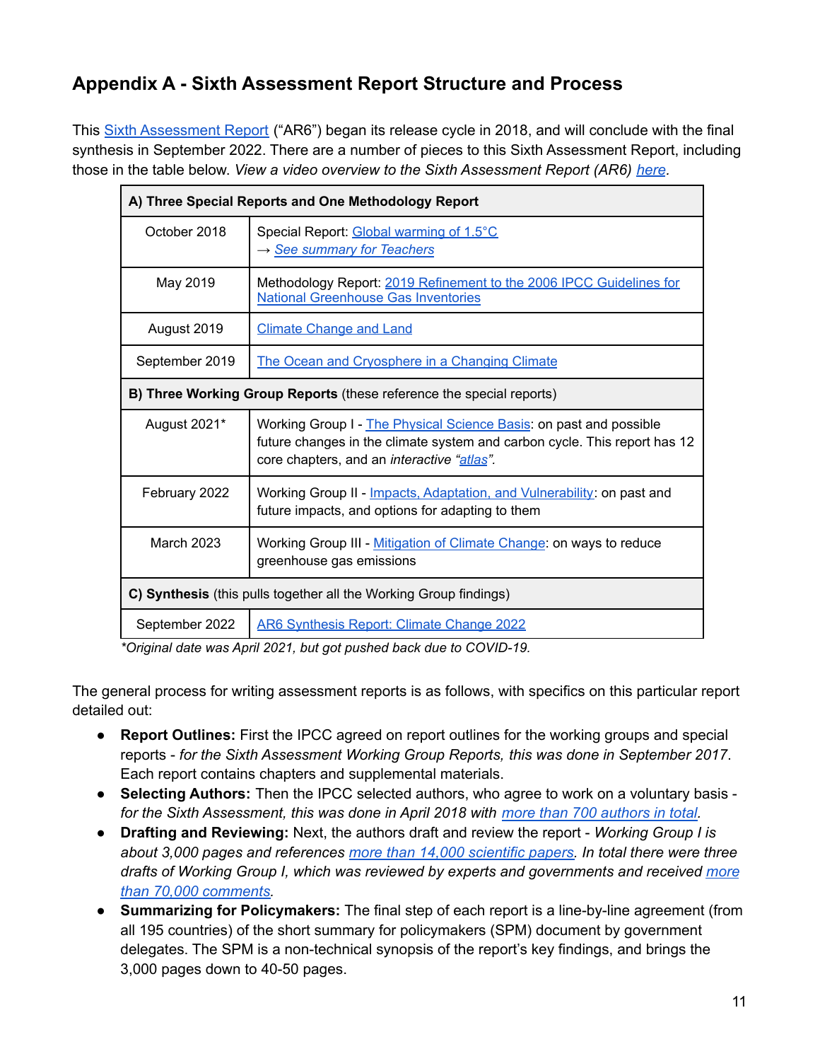## Appendix A - Sixth Assessment Report Structure and Process

This Sixth Assessment Report ("AR6") began its release cycle in 2018, and will conclude with the final synthesis in September 2022. There are a number of pieces to this Sixth Assessment Report, including those in the table below. *View a video overview to the Sixth Assessment Report (AR6) here.*

| **A) Three Special Reports and One Methodology Report** | |
|---|---|
| October 2018 | Special Report: Global warming of 1.5°C<br>→ *See summary for Teachers* |
| May 2019 | Methodology Report: 2019 Refinement to the 2006 IPCC Guidelines for National Greenhouse Gas Inventories |
| August 2019 | Climate Change and Land |
| September 2019 | The Ocean and Cryosphere in a Changing Climate |
| **B) Three Working Group Reports** (these reference the special reports) | |
| August 2021* | Working Group I - The Physical Science Basis: on past and possible future changes in the climate system and carbon cycle. This report has 12 core chapters, and an *interactive "atlas"*. |
| February 2022 | Working Group II - Impacts, Adaptation, and Vulnerability: on past and future impacts, and options for adapting to them |
| March 2023 | Working Group III - Mitigation of Climate Change: on ways to reduce greenhouse gas emissions |
| **C) Synthesis** (this pulls together all the Working Group findings) | |
| September 2022 | AR6 Synthesis Report: Climate Change 2022 |

*\*Original date was April 2021, but got pushed back due to COVID-19.*

The general process for writing assessment reports is as follows, with specifics on this particular report detailed out:

- **Report Outlines:** First the IPCC agreed on report outlines for the working groups and special reports - *for the Sixth Assessment Working Group Reports, this was done in September 2017.* Each report contains chapters and supplemental materials.
- **Selecting Authors:** Then the IPCC selected authors, who agree to work on a voluntary basis - *for the Sixth Assessment, this was done in April 2018 with more than 700 authors in total.*
- **Drafting and Reviewing:** Next, the authors draft and review the report - *Working Group I is about 3,000 pages and references more than 14,000 scientific papers. In total there were three drafts of Working Group I, which was reviewed by experts and governments and received more than 70,000 comments.*
- **Summarizing for Policymakers:** The final step of each report is a line-by-line agreement (from all 195 countries) of the short summary for policymakers (SPM) document by government delegates. The SPM is a non-technical synopsis of the report's key findings, and brings the 3,000 pages down to 40-50 pages.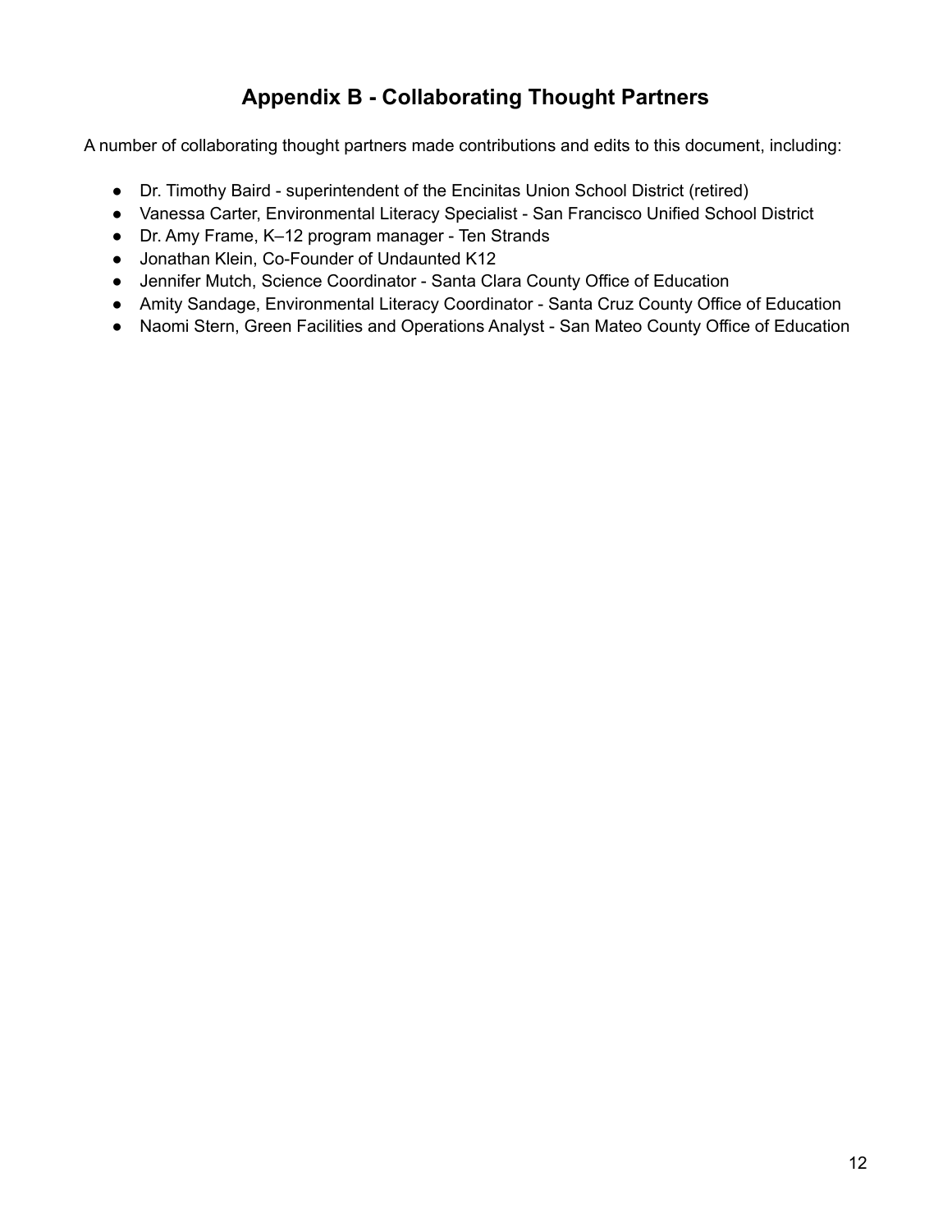# Appendix B - Collaborating Thought Partners

A number of collaborating thought partners made contributions and edits to this document, including:

- Dr. Timothy Baird - superintendent of the Encinitas Union School District (retired)
- Vanessa Carter, Environmental Literacy Specialist - San Francisco Unified School District
- Dr. Amy Frame, K–12 program manager - Ten Strands
- Jonathan Klein, Co-Founder of Undaunted K12
- Jennifer Mutch, Science Coordinator - Santa Clara County Office of Education
- Amity Sandage, Environmental Literacy Coordinator - Santa Cruz County Office of Education
- Naomi Stern, Green Facilities and Operations Analyst - San Mateo County Office of Education